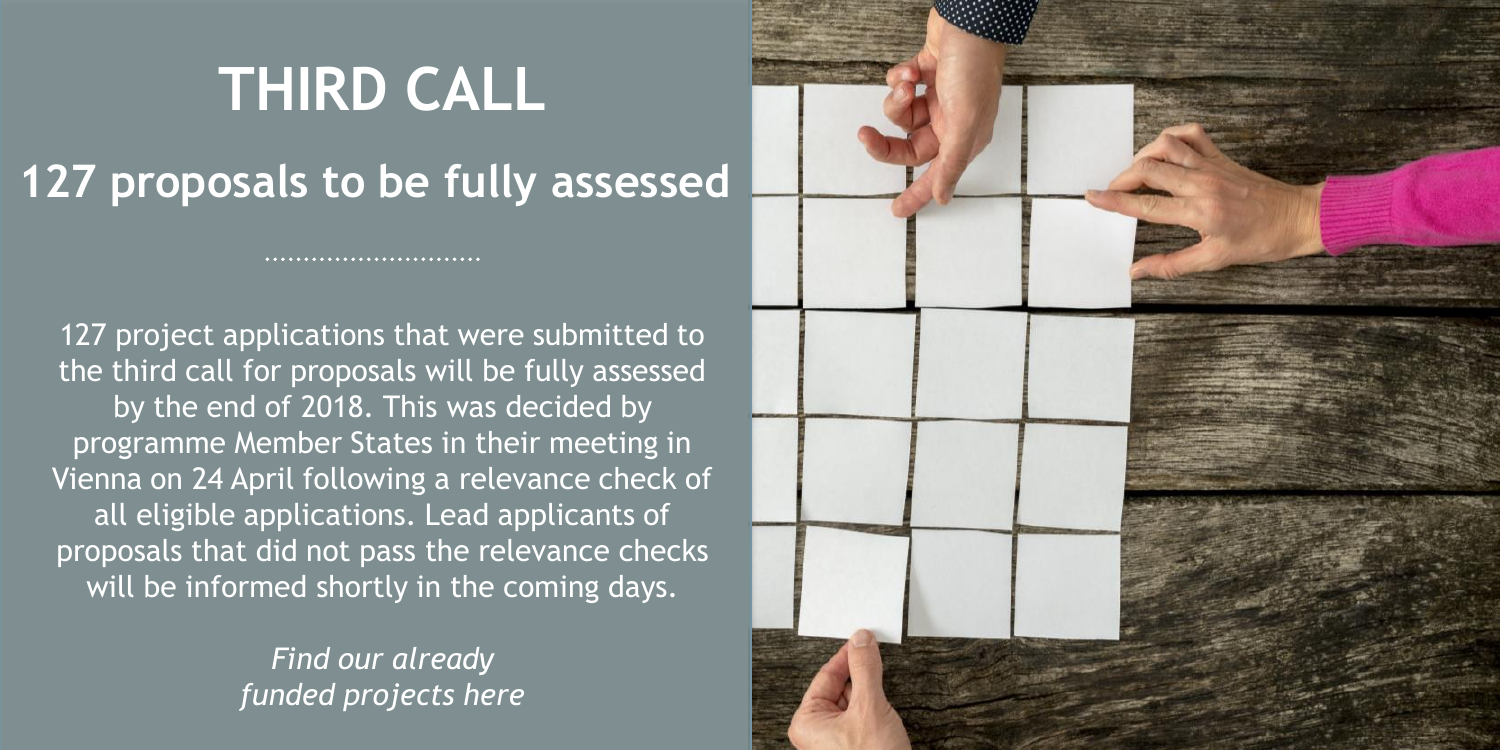# THIRD CALL

## 127 proposals to be fully assessed

127 project applications that were submitted to the third call for proposals will be fully assessed by the end of 2018. This was decided by programme Member States in their meeting in Vienna on 24 April following a relevance check of all eligible applications. Lead applicants of proposals that did not pass the relevance checks will be informed shortly in the coming days.

*Find our already funded projects here*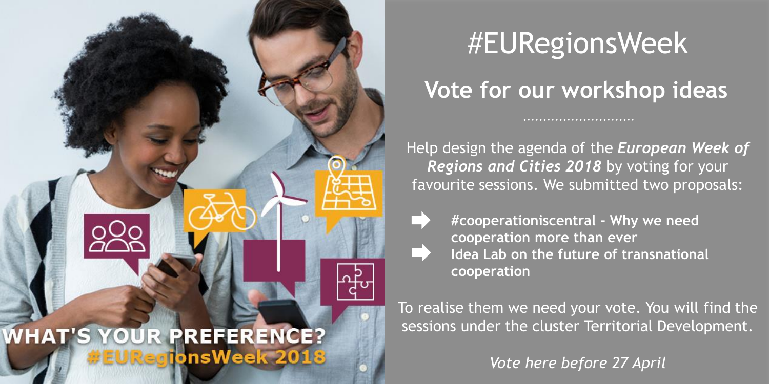WHAT'S YOUR PREFERENCE?
#EURegionsWeek 2018

# #EURegionsWeek

## Vote for our workshop ideas

Help design the agenda of the ***European Week of Regions and Cities 2018*** by voting for your favourite sessions. We submitted two proposals:

- **#cooperationiscentral - Why we need cooperation more than ever**
- **Idea Lab on the future of transnational cooperation**

To realise them we need your vote. You will find the sessions under the cluster Territorial Development.

*Vote here before 27 April*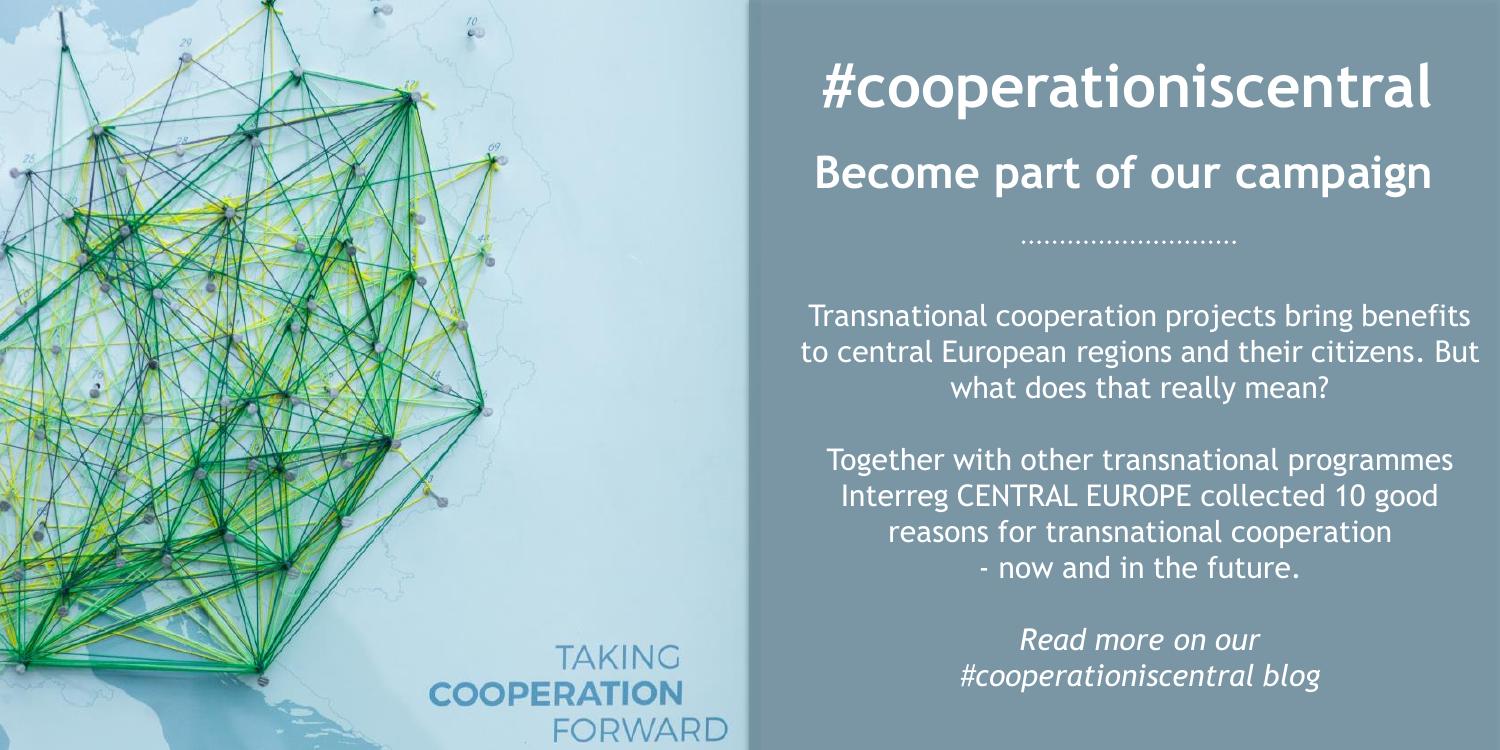TAKING
**COOPERATION**
FORWARD

# #cooperationiscentral

## Become part of our campaign

Transnational cooperation projects bring benefits to central European regions and their citizens. But what does that really mean?

Together with other transnational programmes Interreg CENTRAL EUROPE collected 10 good reasons for transnational cooperation - now and in the future.

*Read more on our #cooperationiscentral blog*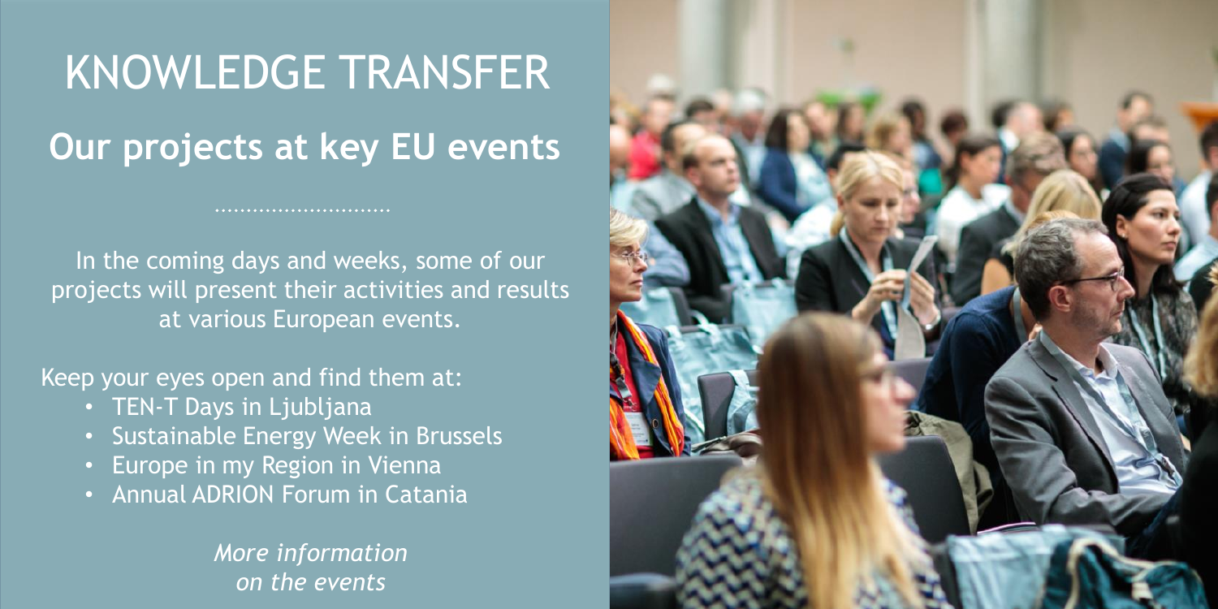# KNOWLEDGE TRANSFER

## Our projects at key EU events

In the coming days and weeks, some of our projects will present their activities and results at various European events.

Keep your eyes open and find them at:

- TEN-T Days in Ljubljana
- Sustainable Energy Week in Brussels
- Europe in my Region in Vienna
- Annual ADRION Forum in Catania

*More information on the events*